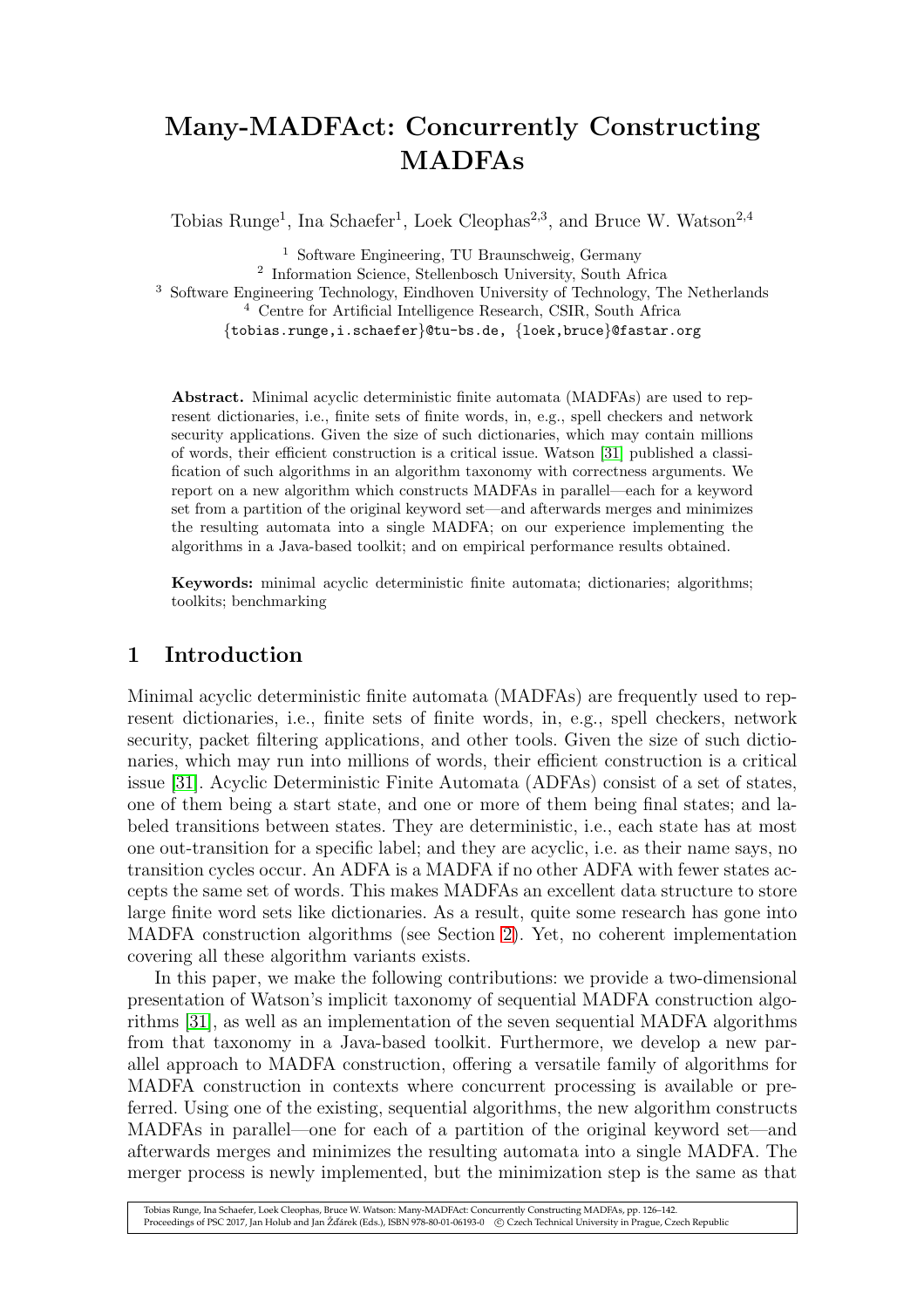# Many-MADFAct: Concurrently Constructing MADFAs

Tobias Runge[1], Ina Schaefer[1], Loek Cleophas[2,3], and Bruce W. Watson[2,4]

[1] Software Engineering, TU Braunschweig, Germany
[2] Information Science, Stellenbosch University, South Africa
[3] Software Engineering Technology, Eindhoven University of Technology, The Netherlands
[4] Centre for Artificial Intelligence Research, CSIR, South Africa
{tobias.runge,i.schaefer}@tu-bs.de, {loek,bruce}@fastar.org

**Abstract.** Minimal acyclic deterministic finite automata (MADFAs) are used to represent dictionaries, i.e., finite sets of finite words, in, e.g., spell checkers and network security applications. Given the size of such dictionaries, which may contain millions of words, their efficient construction is a critical issue. Watson [31] published a classification of such algorithms in an algorithm taxonomy with correctness arguments. We report on a new algorithm which constructs MADFAs in parallel—each for a keyword set from a partition of the original keyword set—and afterwards merges and minimizes the resulting automata into a single MADFA; on our experience implementing the algorithms in a Java-based toolkit; and on empirical performance results obtained.

**Keywords:** minimal acyclic deterministic finite automata; dictionaries; algorithms; toolkits; benchmarking

## 1 Introduction

Minimal acyclic deterministic finite automata (MADFAs) are frequently used to represent dictionaries, i.e., finite sets of finite words, in, e.g., spell checkers, network security, packet filtering applications, and other tools. Given the size of such dictionaries, which may run into millions of words, their efficient construction is a critical issue [31]. Acyclic Deterministic Finite Automata (ADFAs) consist of a set of states, one of them being a start state, and one or more of them being final states; and labeled transitions between states. They are deterministic, i.e., each state has at most one out-transition for a specific label; and they are acyclic, i.e. as their name says, no transition cycles occur. An ADFA is a MADFA if no other ADFA with fewer states accepts the same set of words. This makes MADFAs an excellent data structure to store large finite word sets like dictionaries. As a result, quite some research has gone into MADFA construction algorithms (see Section 2). Yet, no coherent implementation covering all these algorithm variants exists.

In this paper, we make the following contributions: we provide a two-dimensional presentation of Watson's implicit taxonomy of sequential MADFA construction algorithms [31], as well as an implementation of the seven sequential MADFA algorithms from that taxonomy in a Java-based toolkit. Furthermore, we develop a new parallel approach to MADFA construction, offering a versatile family of algorithms for MADFA construction in contexts where concurrent processing is available or preferred. Using one of the existing, sequential algorithms, the new algorithm constructs MADFAs in parallel—one for each of a partition of the original keyword set—and afterwards merges and minimizes the resulting automata into a single MADFA. The merger process is newly implemented, but the minimization step is the same as that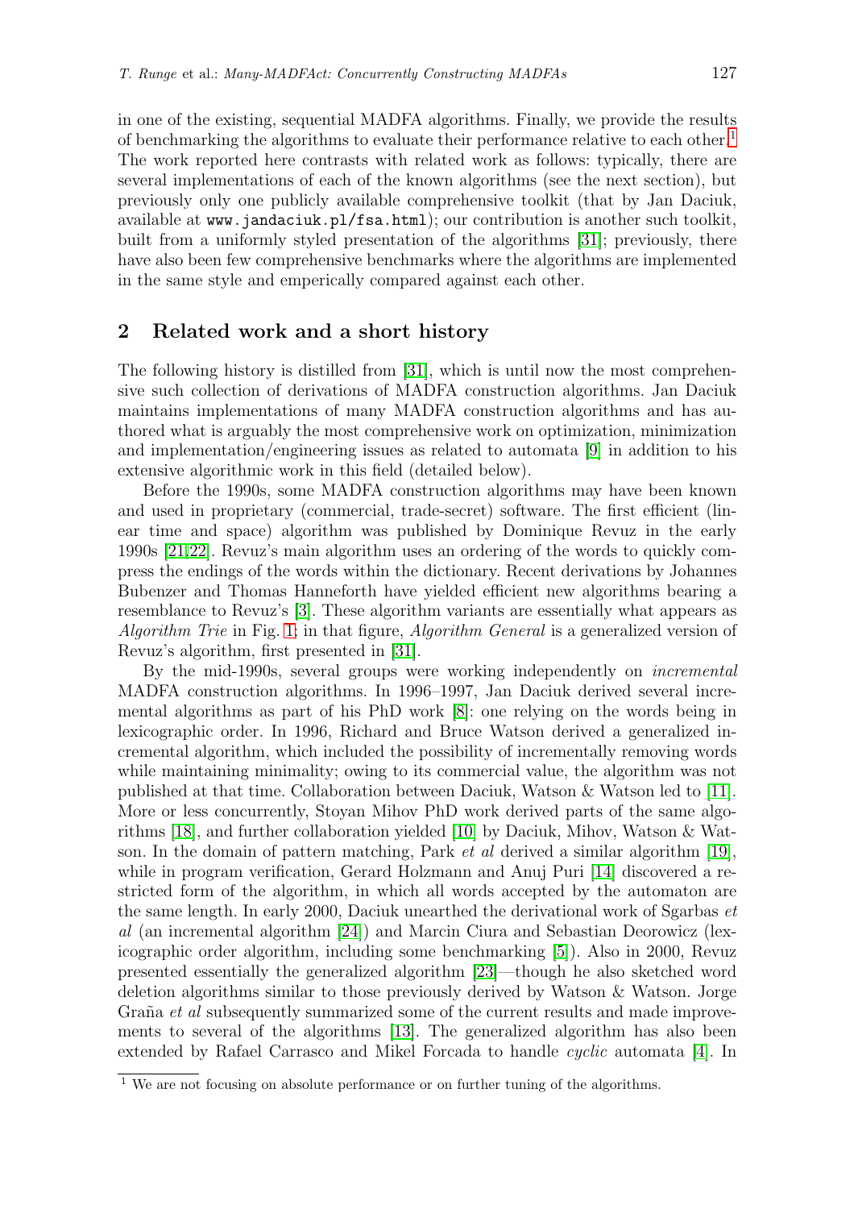in one of the existing, sequential MADFA algorithms. Finally, we provide the results of benchmarking the algorithms to evaluate their performance relative to each other.[1] The work reported here contrasts with related work as follows: typically, there are several implementations of each of the known algorithms (see the next section), but previously only one publicly available comprehensive toolkit (that by Jan Daciuk, available at `www.jandaciuk.pl/fsa.html`); our contribution is another such toolkit, built from a uniformly styled presentation of the algorithms [31]; previously, there have also been few comprehensive benchmarks where the algorithms are implemented in the same style and emperically compared against each other.

## 2 Related work and a short history

The following history is distilled from [31], which is until now the most comprehensive such collection of derivations of MADFA construction algorithms. Jan Daciuk maintains implementations of many MADFA construction algorithms and has authored what is arguably the most comprehensive work on optimization, minimization and implementation/engineering issues as related to automata [9] in addition to his extensive algorithmic work in this field (detailed below).

Before the 1990s, some MADFA construction algorithms may have been known and used in proprietary (commercial, trade-secret) software. The first efficient (linear time and space) algorithm was published by Dominique Revuz in the early 1990s [21,22]. Revuz's main algorithm uses an ordering of the words to quickly compress the endings of the words within the dictionary. Recent derivations by Johannes Bubenzer and Thomas Hanneforth have yielded efficient new algorithms bearing a resemblance to Revuz's [3]. These algorithm variants are essentially what appears as *Algorithm Trie* in Fig. 1; in that figure, *Algorithm General* is a generalized version of Revuz's algorithm, first presented in [31].

By the mid-1990s, several groups were working independently on *incremental* MADFA construction algorithms. In 1996–1997, Jan Daciuk derived several incremental algorithms as part of his PhD work [8]: one relying on the words being in lexicographic order. In 1996, Richard and Bruce Watson derived a generalized incremental algorithm, which included the possibility of incrementally removing words while maintaining minimality; owing to its commercial value, the algorithm was not published at that time. Collaboration between Daciuk, Watson & Watson led to [11]. More or less concurrently, Stoyan Mihov PhD work derived parts of the same algorithms [18], and further collaboration yielded [10] by Daciuk, Mihov, Watson & Watson. In the domain of pattern matching, Park *et al* derived a similar algorithm [19], while in program verification, Gerard Holzmann and Anuj Puri [14] discovered a restricted form of the algorithm, in which all words accepted by the automaton are the same length. In early 2000, Daciuk unearthed the derivational work of Sgarbas *et al* (an incremental algorithm [24]) and Marcin Ciura and Sebastian Deorowicz (lexicographic order algorithm, including some benchmarking [5]). Also in 2000, Revuz presented essentially the generalized algorithm [23]—though he also sketched word deletion algorithms similar to those previously derived by Watson & Watson. Jorge Graña *et al* subsequently summarized some of the current results and made improvements to several of the algorithms [13]. The generalized algorithm has also been extended by Rafael Carrasco and Mikel Forcada to handle *cyclic* automata [4]. In

[1] We are not focusing on absolute performance or on further tuning of the algorithms.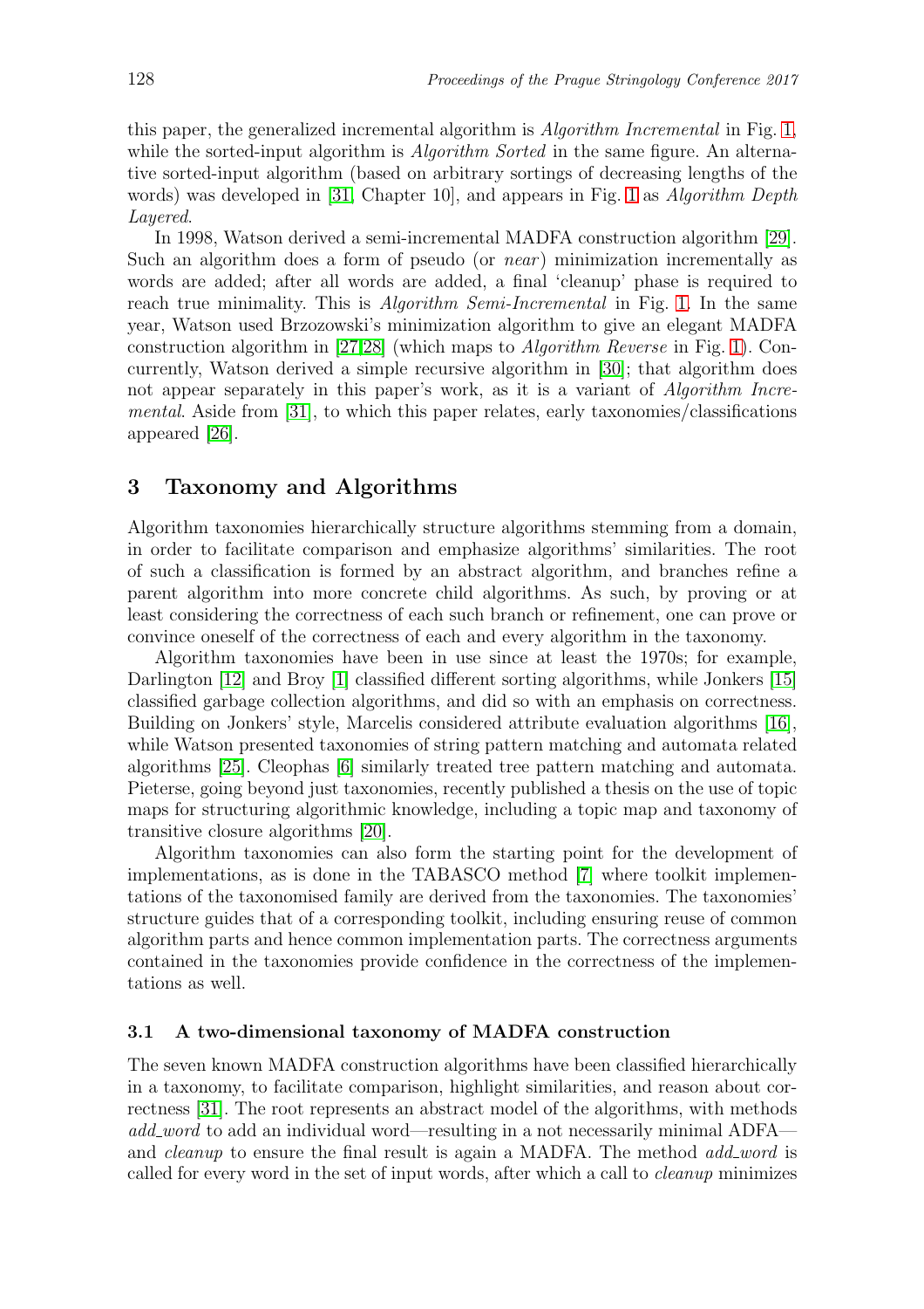this paper, the generalized incremental algorithm is *Algorithm Incremental* in Fig. 1, while the sorted-input algorithm is *Algorithm Sorted* in the same figure. An alternative sorted-input algorithm (based on arbitrary sortings of decreasing lengths of the words) was developed in [31, Chapter 10], and appears in Fig. 1 as *Algorithm Depth Layered*.

In 1998, Watson derived a semi-incremental MADFA construction algorithm [29]. Such an algorithm does a form of pseudo (or *near*) minimization incrementally as words are added; after all words are added, a final 'cleanup' phase is required to reach true minimality. This is *Algorithm Semi-Incremental* in Fig. 1. In the same year, Watson used Brzozowski's minimization algorithm to give an elegant MADFA construction algorithm in [27,28] (which maps to *Algorithm Reverse* in Fig. 1). Concurrently, Watson derived a simple recursive algorithm in [30]; that algorithm does not appear separately in this paper's work, as it is a variant of *Algorithm Incremental*. Aside from [31], to which this paper relates, early taxonomies/classifications appeared [26].

## 3 Taxonomy and Algorithms

Algorithm taxonomies hierarchically structure algorithms stemming from a domain, in order to facilitate comparison and emphasize algorithms' similarities. The root of such a classification is formed by an abstract algorithm, and branches refine a parent algorithm into more concrete child algorithms. As such, by proving or at least considering the correctness of each such branch or refinement, one can prove or convince oneself of the correctness of each and every algorithm in the taxonomy.

Algorithm taxonomies have been in use since at least the 1970s; for example, Darlington [12] and Broy [1] classified different sorting algorithms, while Jonkers [15] classified garbage collection algorithms, and did so with an emphasis on correctness. Building on Jonkers' style, Marcelis considered attribute evaluation algorithms [16], while Watson presented taxonomies of string pattern matching and automata related algorithms [25]. Cleophas [6] similarly treated tree pattern matching and automata. Pieterse, going beyond just taxonomies, recently published a thesis on the use of topic maps for structuring algorithmic knowledge, including a topic map and taxonomy of transitive closure algorithms [20].

Algorithm taxonomies can also form the starting point for the development of implementations, as is done in the TABASCO method [7] where toolkit implementations of the taxonomised family are derived from the taxonomies. The taxonomies' structure guides that of a corresponding toolkit, including ensuring reuse of common algorithm parts and hence common implementation parts. The correctness arguments contained in the taxonomies provide confidence in the correctness of the implementations as well.

### 3.1 A two-dimensional taxonomy of MADFA construction

The seven known MADFA construction algorithms have been classified hierarchically in a taxonomy, to facilitate comparison, highlight similarities, and reason about correctness [31]. The root represents an abstract model of the algorithms, with methods *add_word* to add an individual word—resulting in a not necessarily minimal ADFA—and *cleanup* to ensure the final result is again a MADFA. The method *add_word* is called for every word in the set of input words, after which a call to *cleanup* minimizes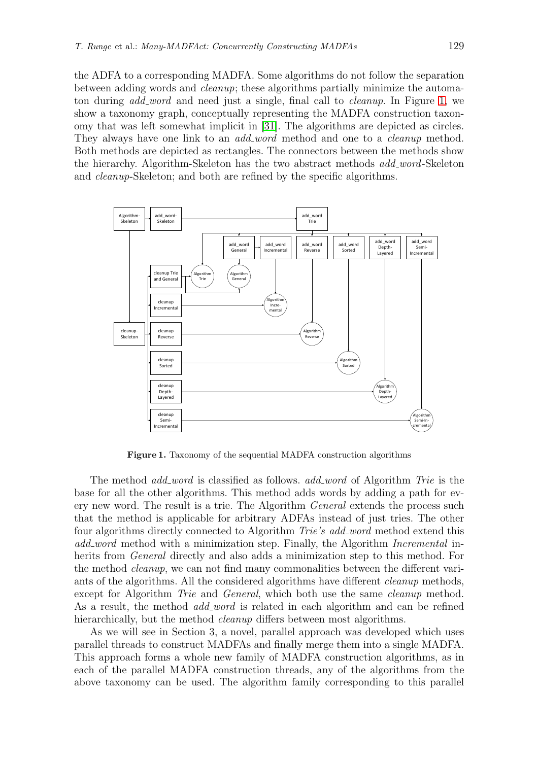the ADFA to a corresponding MADFA. Some algorithms do not follow the separation between adding words and *cleanup*; these algorithms partially minimize the automaton during *add_word* and need just a single, final call to *cleanup*. In Figure 1, we show a taxonomy graph, conceptually representing the MADFA construction taxonomy that was left somewhat implicit in [31]. The algorithms are depicted as circles. They always have one link to an *add_word* method and one to a *cleanup* method. Both methods are depicted as rectangles. The connectors between the methods show the hierarchy. Algorithm-Skeleton has the two abstract methods *add_word*-Skeleton and *cleanup*-Skeleton; and both are refined by the specific algorithms.

**Figure 1.** Taxonomy of the sequential MADFA construction algorithms

The method *add_word* is classified as follows. *add_word* of Algorithm *Trie* is the base for all the other algorithms. This method adds words by adding a path for every new word. The result is a trie. The Algorithm *General* extends the process such that the method is applicable for arbitrary ADFAs instead of just tries. The other four algorithms directly connected to Algorithm *Trie's add_word* method extend this *add_word* method with a minimization step. Finally, the Algorithm *Incremental* inherits from *General* directly and also adds a minimization step to this method. For the method *cleanup*, we can not find many commonalities between the different variants of the algorithms. All the considered algorithms have different *cleanup* methods, except for Algorithm *Trie* and *General*, which both use the same *cleanup* method. As a result, the method *add_word* is related in each algorithm and can be refined hierarchically, but the method *cleanup* differs between most algorithms.

As we will see in Section 3, a novel, parallel approach was developed which uses parallel threads to construct MADFAs and finally merge them into a single MADFA. This approach forms a whole new family of MADFA construction algorithms, as in each of the parallel MADFA construction threads, any of the algorithms from the above taxonomy can be used. The algorithm family corresponding to this parallel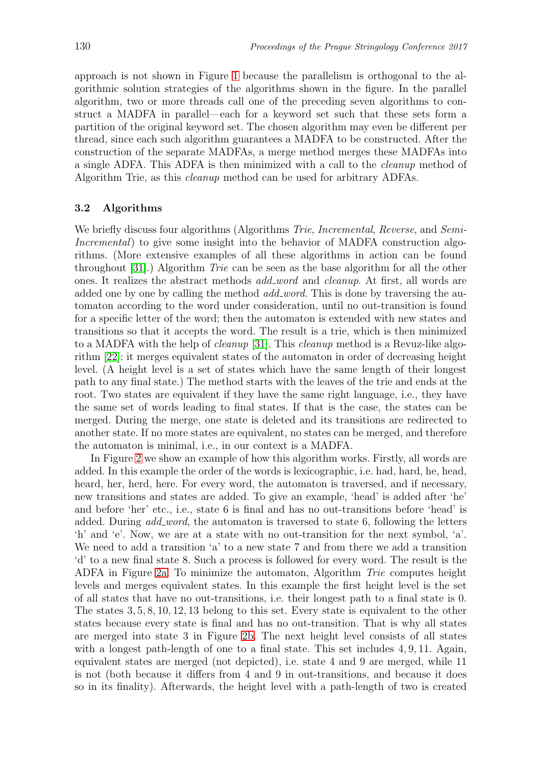approach is not shown in Figure 1 because the parallelism is orthogonal to the algorithmic solution strategies of the algorithms shown in the figure. In the parallel algorithm, two or more threads call one of the preceding seven algorithms to construct a MADFA in parallel—each for a keyword set such that these sets form a partition of the original keyword set. The chosen algorithm may even be different per thread, since each such algorithm guarantees a MADFA to be constructed. After the construction of the separate MADFAs, a merge method merges these MADFAs into a single ADFA. This ADFA is then minimized with a call to the *cleanup* method of Algorithm Trie, as this *cleanup* method can be used for arbitrary ADFAs.

### 3.2 Algorithms

We briefly discuss four algorithms (Algorithms *Trie*, *Incremental*, *Reverse*, and *Semi-Incremental*) to give some insight into the behavior of MADFA construction algorithms. (More extensive examples of all these algorithms in action can be found throughout [31].) Algorithm *Trie* can be seen as the base algorithm for all the other ones. It realizes the abstract methods *add_word* and *cleanup*. At first, all words are added one by one by calling the method *add_word*. This is done by traversing the automaton according to the word under consideration, until no out-transition is found for a specific letter of the word; then the automaton is extended with new states and transitions so that it accepts the word. The result is a trie, which is then minimized to a MADFA with the help of *cleanup* [31]. This *cleanup* method is a Revuz-like algorithm [22]: it merges equivalent states of the automaton in order of decreasing height level. (A height level is a set of states which have the same length of their longest path to any final state.) The method starts with the leaves of the trie and ends at the root. Two states are equivalent if they have the same right language, i.e., they have the same set of words leading to final states. If that is the case, the states can be merged. During the merge, one state is deleted and its transitions are redirected to another state. If no more states are equivalent, no states can be merged, and therefore the automaton is minimal, i.e., in our context is a MADFA.

In Figure 2 we show an example of how this algorithm works. Firstly, all words are added. In this example the order of the words is lexicographic, i.e. had, hard, he, head, heard, her, herd, here. For every word, the automaton is traversed, and if necessary, new transitions and states are added. To give an example, 'head' is added after 'he' and before 'her' etc., i.e., state 6 is final and has no out-transitions before 'head' is added. During *add_word*, the automaton is traversed to state 6, following the letters 'h' and 'e'. Now, we are at a state with no out-transition for the next symbol, 'a'. We need to add a transition 'a' to a new state 7 and from there we add a transition 'd' to a new final state 8. Such a process is followed for every word. The result is the ADFA in Figure 2a. To minimize the automaton, Algorithm *Trie* computes height levels and merges equivalent states. In this example the first height level is the set of all states that have no out-transitions, i.e. their longest path to a final state is 0. The states $3, 5, 8, 10, 12, 13$ belong to this set. Every state is equivalent to the other states because every state is final and has no out-transition. That is why all states are merged into state 3 in Figure 2b. The next height level consists of all states with a longest path-length of one to a final state. This set includes $4, 9, 11$. Again, equivalent states are merged (not depicted), i.e. state 4 and 9 are merged, while 11 is not (both because it differs from 4 and 9 in out-transitions, and because it does so in its finality). Afterwards, the height level with a path-length of two is created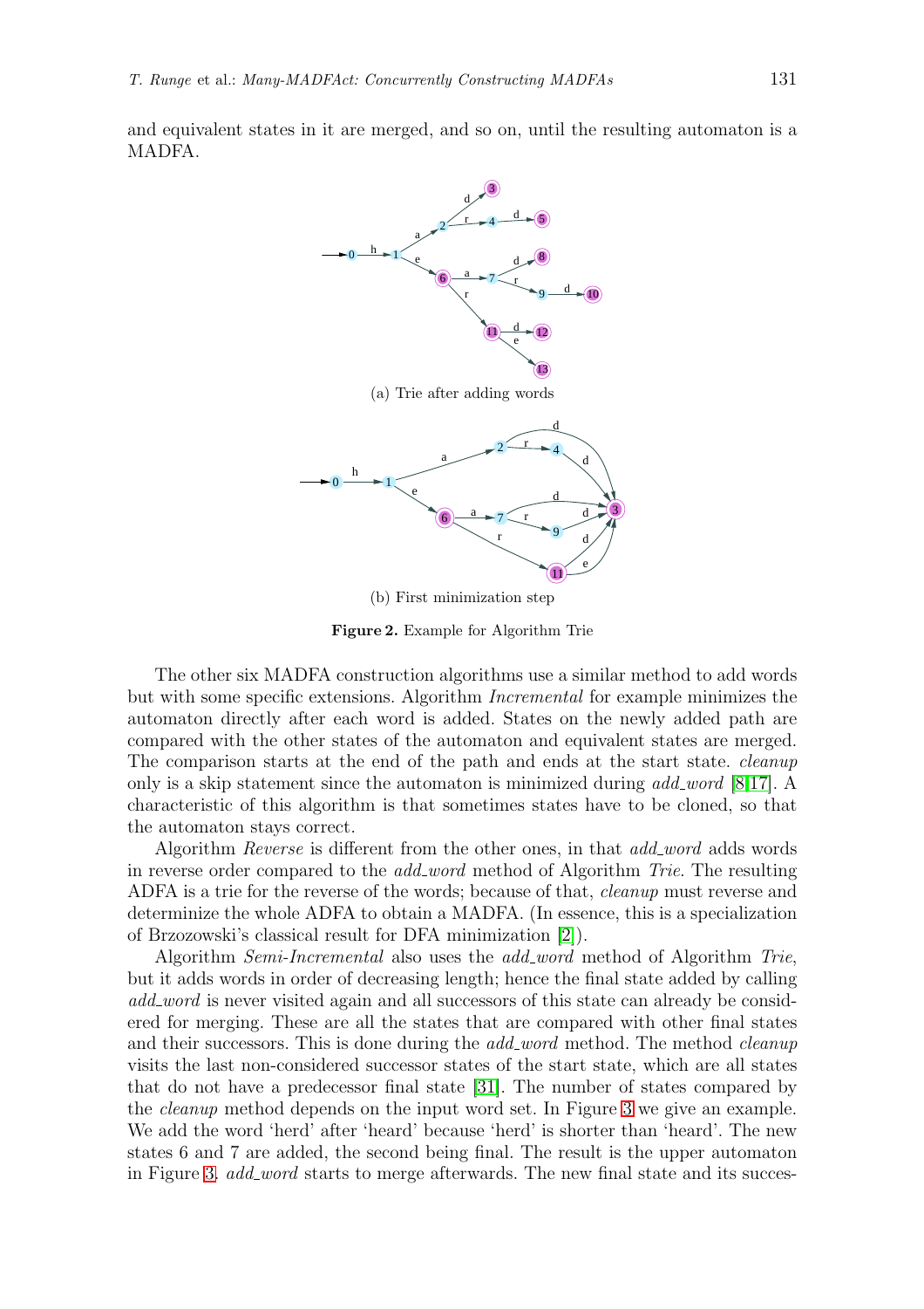and equivalent states in it are merged, and so on, until the resulting automaton is a MADFA.

(a) Trie after adding words

(b) First minimization step

**Figure 2.** Example for Algorithm Trie

The other six MADFA construction algorithms use a similar method to add words but with some specific extensions. Algorithm *Incremental* for example minimizes the automaton directly after each word is added. States on the newly added path are compared with the other states of the automaton and equivalent states are merged. The comparison starts at the end of the path and ends at the start state. *cleanup* only is a skip statement since the automaton is minimized during *add_word* [8,17]. A characteristic of this algorithm is that sometimes states have to be cloned, so that the automaton stays correct.

Algorithm *Reverse* is different from the other ones, in that *add_word* adds words in reverse order compared to the *add_word* method of Algorithm *Trie*. The resulting ADFA is a trie for the reverse of the words; because of that, *cleanup* must reverse and determinize the whole ADFA to obtain a MADFA. (In essence, this is a specialization of Brzozowski's classical result for DFA minimization [2]).

Algorithm *Semi-Incremental* also uses the *add_word* method of Algorithm *Trie*, but it adds words in order of decreasing length; hence the final state added by calling *add_word* is never visited again and all successors of this state can already be considered for merging. These are all the states that are compared with other final states and their successors. This is done during the *add_word* method. The method *cleanup* visits the last non-considered successor states of the start state, which are all states that do not have a predecessor final state [31]. The number of states compared by the *cleanup* method depends on the input word set. In Figure 3 we give an example. We add the word 'herd' after 'heard' because 'herd' is shorter than 'heard'. The new states 6 and 7 are added, the second being final. The result is the upper automaton in Figure 3. *add_word* starts to merge afterwards. The new final state and its succes-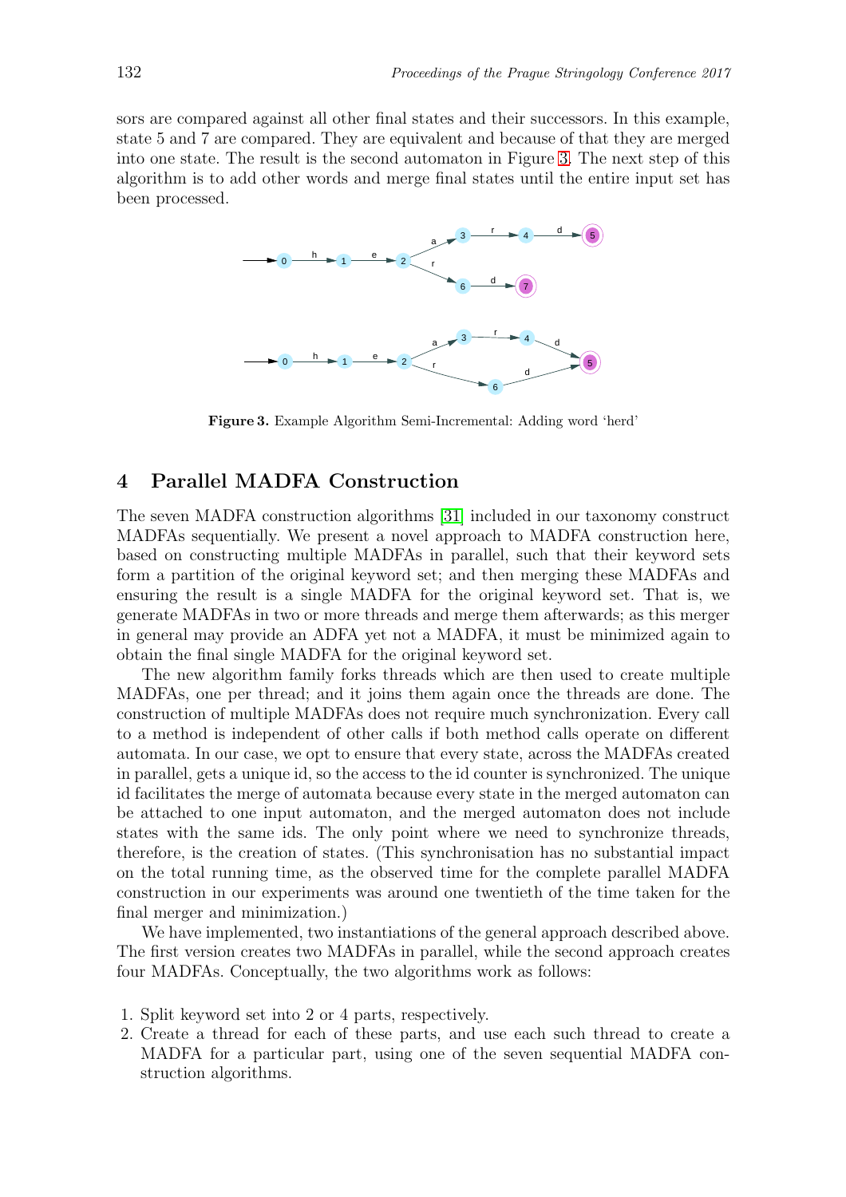sors are compared against all other final states and their successors. In this example, state 5 and 7 are compared. They are equivalent and because of that they are merged into one state. The result is the second automaton in Figure 3. The next step of this algorithm is to add other words and merge final states until the entire input set has been processed.

**Figure 3.** Example Algorithm Semi-Incremental: Adding word 'herd'

## 4 Parallel MADFA Construction

The seven MADFA construction algorithms [31] included in our taxonomy construct MADFAs sequentially. We present a novel approach to MADFA construction here, based on constructing multiple MADFAs in parallel, such that their keyword sets form a partition of the original keyword set; and then merging these MADFAs and ensuring the result is a single MADFA for the original keyword set. That is, we generate MADFAs in two or more threads and merge them afterwards; as this merger in general may provide an ADFA yet not a MADFA, it must be minimized again to obtain the final single MADFA for the original keyword set.

The new algorithm family forks threads which are then used to create multiple MADFAs, one per thread; and it joins them again once the threads are done. The construction of multiple MADFAs does not require much synchronization. Every call to a method is independent of other calls if both method calls operate on different automata. In our case, we opt to ensure that every state, across the MADFAs created in parallel, gets a unique id, so the access to the id counter is synchronized. The unique id facilitates the merge of automata because every state in the merged automaton can be attached to one input automaton, and the merged automaton does not include states with the same ids. The only point where we need to synchronize threads, therefore, is the creation of states. (This synchronisation has no substantial impact on the total running time, as the observed time for the complete parallel MADFA construction in our experiments was around one twentieth of the time taken for the final merger and minimization.)

We have implemented, two instantiations of the general approach described above. The first version creates two MADFAs in parallel, while the second approach creates four MADFAs. Conceptually, the two algorithms work as follows:

1. Split keyword set into 2 or 4 parts, respectively.
2. Create a thread for each of these parts, and use each such thread to create a MADFA for a particular part, using one of the seven sequential MADFA construction algorithms.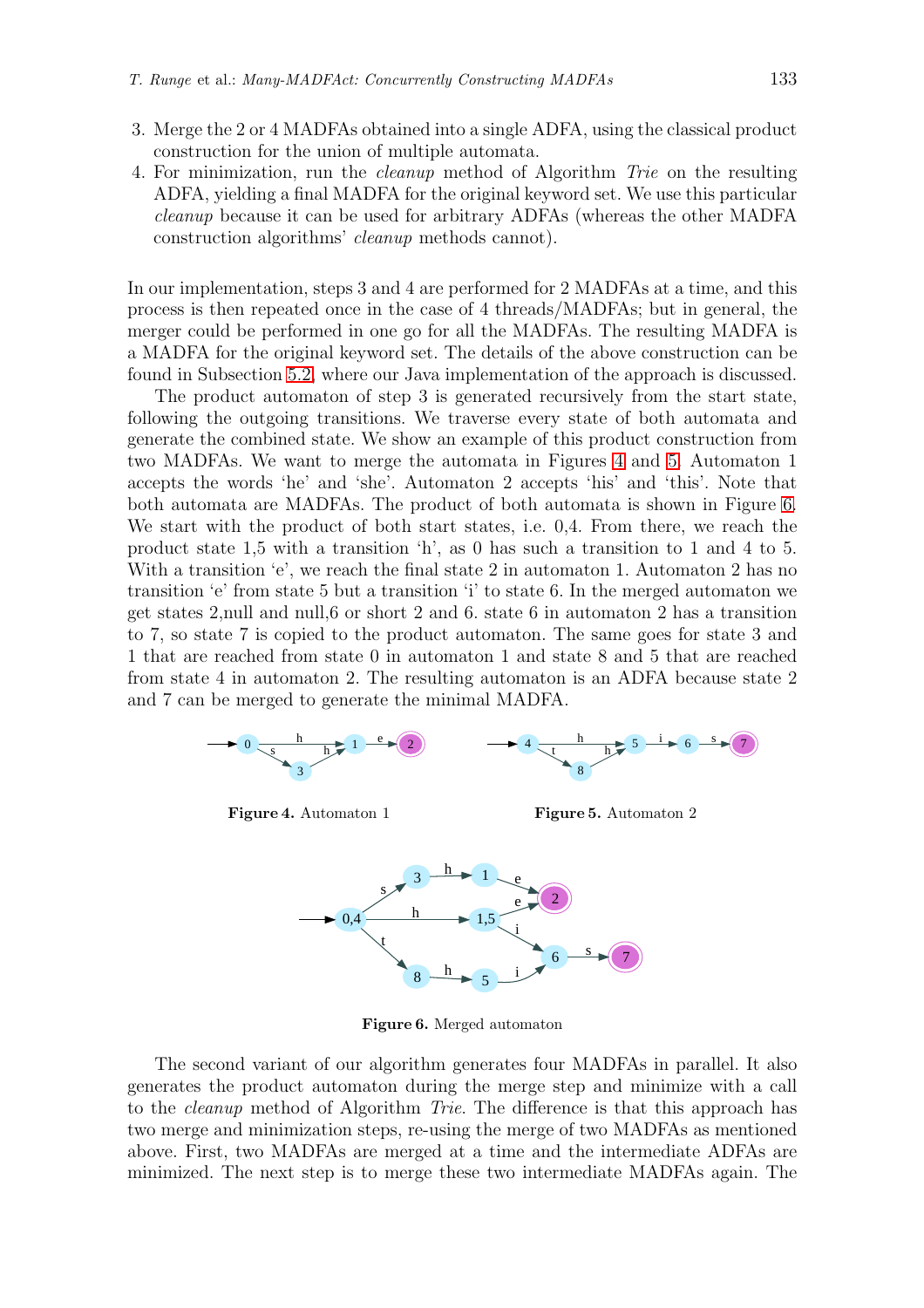3. Merge the 2 or 4 MADFAs obtained into a single ADFA, using the classical product construction for the union of multiple automata.
4. For minimization, run the *cleanup* method of Algorithm *Trie* on the resulting ADFA, yielding a final MADFA for the original keyword set. We use this particular *cleanup* because it can be used for arbitrary ADFAs (whereas the other MADFA construction algorithms' *cleanup* methods cannot).

In our implementation, steps 3 and 4 are performed for 2 MADFAs at a time, and this process is then repeated once in the case of 4 threads/MADFAs; but in general, the merger could be performed in one go for all the MADFAs. The resulting MADFA is a MADFA for the original keyword set. The details of the above construction can be found in Subsection 5.2, where our Java implementation of the approach is discussed.

The product automaton of step 3 is generated recursively from the start state, following the outgoing transitions. We traverse every state of both automata and generate the combined state. We show an example of this product construction from two MADFAs. We want to merge the automata in Figures 4 and 5. Automaton 1 accepts the words 'he' and 'she'. Automaton 2 accepts 'his' and 'this'. Note that both automata are MADFAs. The product of both automata is shown in Figure 6. We start with the product of both start states, i.e. 0,4. From there, we reach the product state 1,5 with a transition 'h', as 0 has such a transition to 1 and 4 to 5. With a transition 'e', we reach the final state 2 in automaton 1. Automaton 2 has no transition 'e' from state 5 but a transition 'i' to state 6. In the merged automaton we get states 2,null and null,6 or short 2 and 6. state 6 in automaton 2 has a transition to 7, so state 7 is copied to the product automaton. The same goes for state 3 and 1 that are reached from state 0 in automaton 1 and state 8 and 5 that are reached from state 4 in automaton 2. The resulting automaton is an ADFA because state 2 and 7 can be merged to generate the minimal MADFA.

**Figure 4.** Automaton 1

**Figure 5.** Automaton 2

**Figure 6.** Merged automaton

The second variant of our algorithm generates four MADFAs in parallel. It also generates the product automaton during the merge step and minimize with a call to the *cleanup* method of Algorithm *Trie*. The difference is that this approach has two merge and minimization steps, re-using the merge of two MADFAs as mentioned above. First, two MADFAs are merged at a time and the intermediate ADFAs are minimized. The next step is to merge these two intermediate MADFAs again. The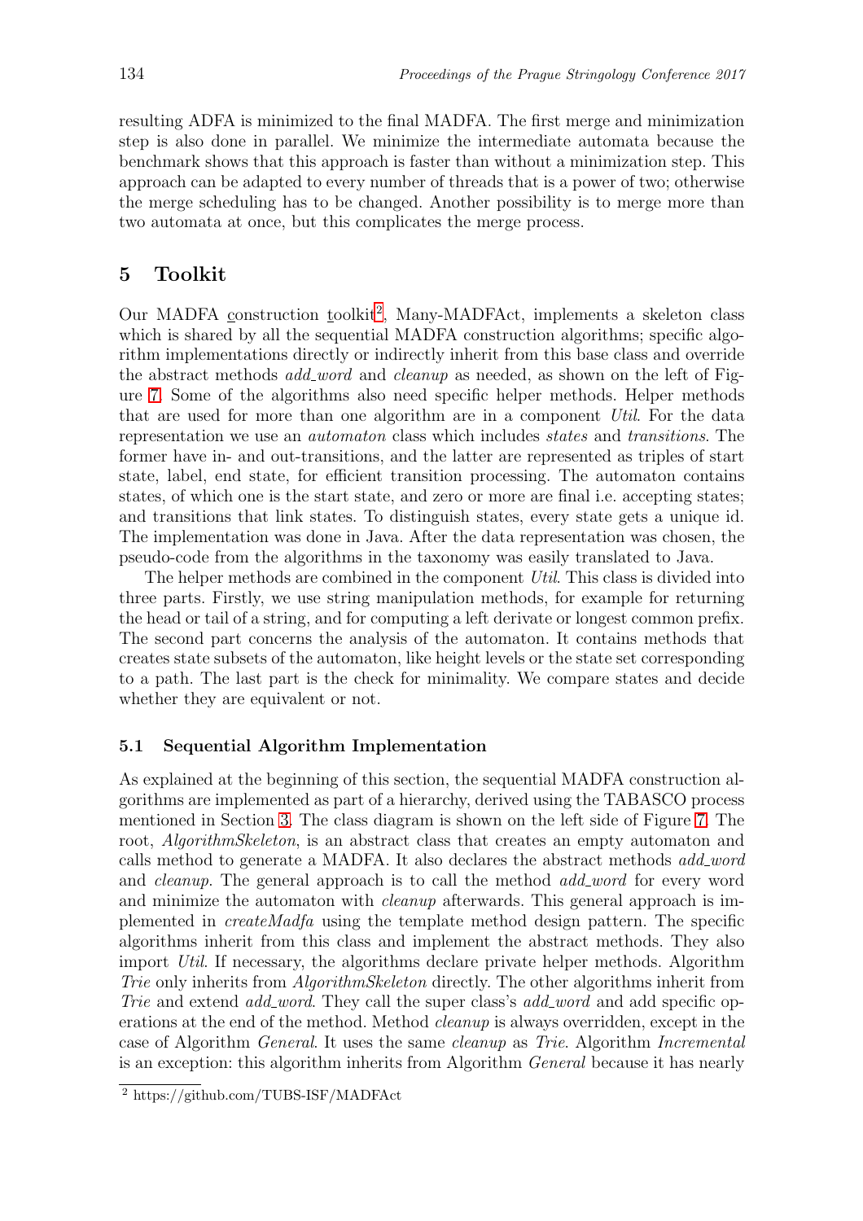resulting ADFA is minimized to the final MADFA. The first merge and minimization step is also done in parallel. We minimize the intermediate automata because the benchmark shows that this approach is faster than without a minimization step. This approach can be adapted to every number of threads that is a power of two; otherwise the merge scheduling has to be changed. Another possibility is to merge more than two automata at once, but this complicates the merge process.

## 5 Toolkit

Our MADFA construction toolkit[2], Many-MADFAct, implements a skeleton class which is shared by all the sequential MADFA construction algorithms; specific algorithm implementations directly or indirectly inherit from this base class and override the abstract methods *add_word* and *cleanup* as needed, as shown on the left of Figure 7. Some of the algorithms also need specific helper methods. Helper methods that are used for more than one algorithm are in a component *Util*. For the data representation we use an *automaton* class which includes *states* and *transitions*. The former have in- and out-transitions, and the latter are represented as triples of start state, label, end state, for efficient transition processing. The automaton contains states, of which one is the start state, and zero or more are final i.e. accepting states; and transitions that link states. To distinguish states, every state gets a unique id. The implementation was done in Java. After the data representation was chosen, the pseudo-code from the algorithms in the taxonomy was easily translated to Java.

The helper methods are combined in the component *Util*. This class is divided into three parts. Firstly, we use string manipulation methods, for example for returning the head or tail of a string, and for computing a left derivate or longest common prefix. The second part concerns the analysis of the automaton. It contains methods that creates state subsets of the automaton, like height levels or the state set corresponding to a path. The last part is the check for minimality. We compare states and decide whether they are equivalent or not.

### 5.1 Sequential Algorithm Implementation

As explained at the beginning of this section, the sequential MADFA construction algorithms are implemented as part of a hierarchy, derived using the TABASCO process mentioned in Section 3. The class diagram is shown on the left side of Figure 7. The root, *AlgorithmSkeleton*, is an abstract class that creates an empty automaton and calls method to generate a MADFA. It also declares the abstract methods *add_word* and *cleanup*. The general approach is to call the method *add_word* for every word and minimize the automaton with *cleanup* afterwards. This general approach is implemented in *createMadfa* using the template method design pattern. The specific algorithms inherit from this class and implement the abstract methods. They also import *Util*. If necessary, the algorithms declare private helper methods. Algorithm *Trie* only inherits from *AlgorithmSkeleton* directly. The other algorithms inherit from *Trie* and extend *add_word*. They call the super class's *add_word* and add specific operations at the end of the method. Method *cleanup* is always overridden, except in the case of Algorithm *General*. It uses the same *cleanup* as *Trie*. Algorithm *Incremental* is an exception: this algorithm inherits from Algorithm *General* because it has nearly

[2] https://github.com/TUBS-ISF/MADFAct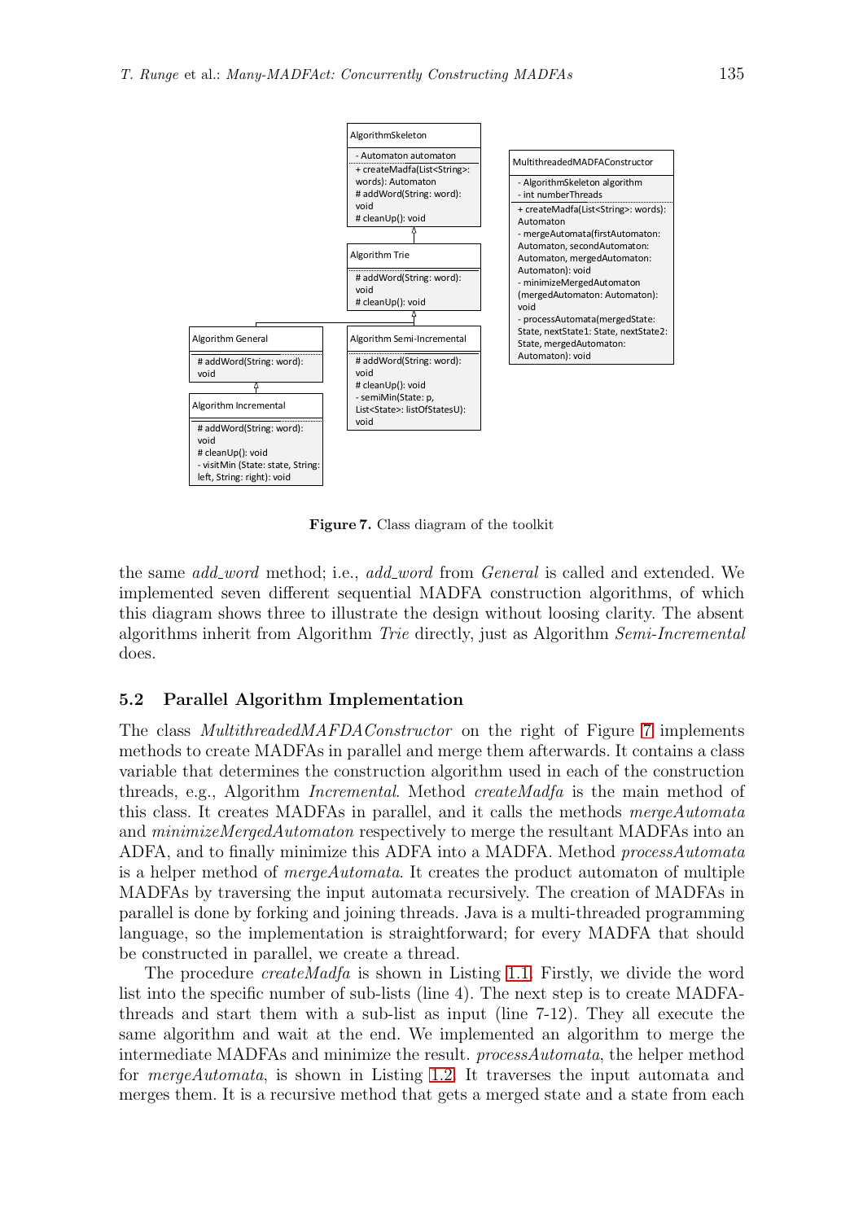Figure 7. Class diagram of the toolkit

the same *add_word* method; i.e., *add_word* from *General* is called and extended. We implemented seven different sequential MADFA construction algorithms, of which this diagram shows three to illustrate the design without loosing clarity. The absent algorithms inherit from Algorithm *Trie* directly, just as Algorithm *Semi-Incremental* does.

### 5.2 Parallel Algorithm Implementation

The class *MultithreadedMAFDAConstructor* on the right of Figure 7 implements methods to create MADFAs in parallel and merge them afterwards. It contains a class variable that determines the construction algorithm used in each of the construction threads, e.g., Algorithm *Incremental*. Method *createMadfa* is the main method of this class. It creates MADFAs in parallel, and it calls the methods *mergeAutomata* and *minimizeMergedAutomaton* respectively to merge the resultant MADFAs into an ADFA, and to finally minimize this ADFA into a MADFA. Method *processAutomata* is a helper method of *mergeAutomata*. It creates the product automaton of multiple MADFAs by traversing the input automata recursively. The creation of MADFAs in parallel is done by forking and joining threads. Java is a multi-threaded programming language, so the implementation is straightforward; for every MADFA that should be constructed in parallel, we create a thread.

The procedure *createMadfa* is shown in Listing 1.1. Firstly, we divide the word list into the specific number of sub-lists (line 4). The next step is to create MADFA-threads and start them with a sub-list as input (line 7-12). They all execute the same algorithm and wait at the end. We implemented an algorithm to merge the intermediate MADFAs and minimize the result. *processAutomata*, the helper method for *mergeAutomata*, is shown in Listing 1.2. It traverses the input automata and merges them. It is a recursive method that gets a merged state and a state from each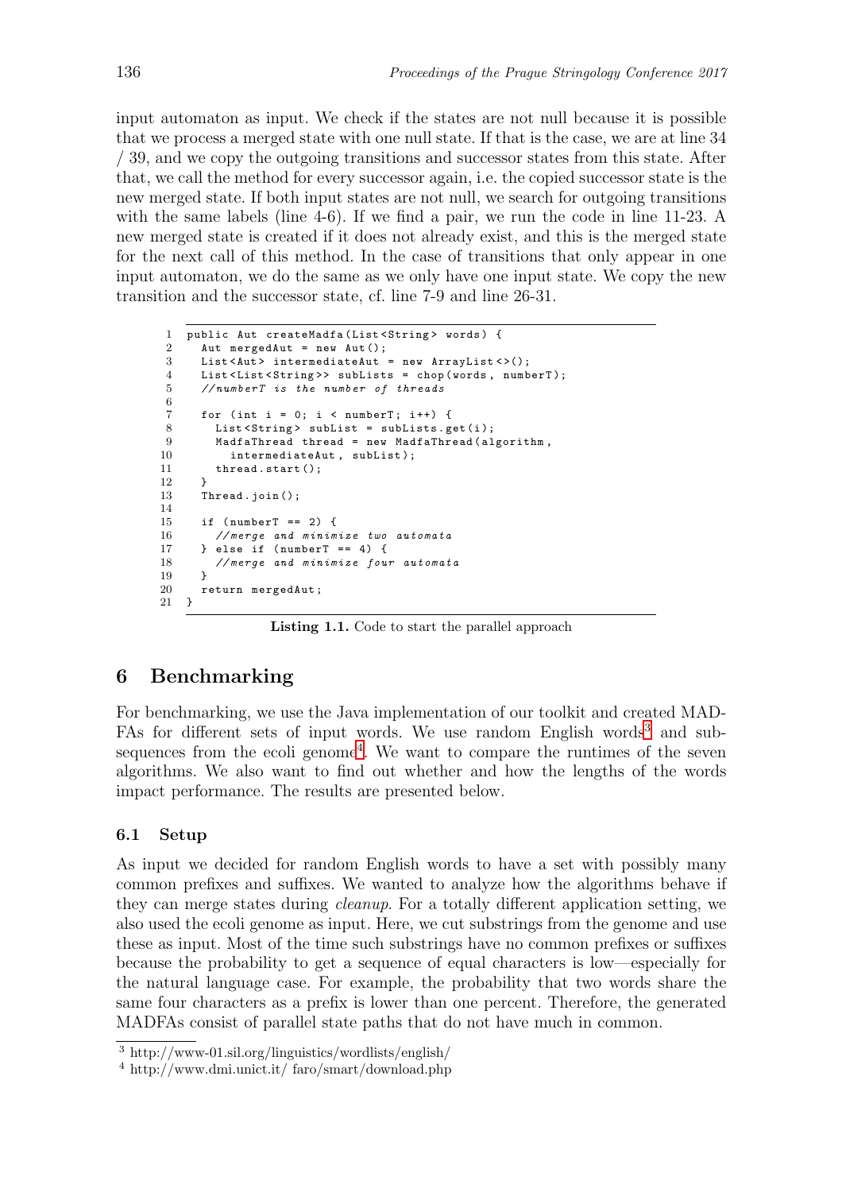input automaton as input. We check if the states are not null because it is possible that we process a merged state with one null state. If that is the case, we are at line 34 / 39, and we copy the outgoing transitions and successor states from this state. After that, we call the method for every successor again, i.e. the copied successor state is the new merged state. If both input states are not null, we search for outgoing transitions with the same labels (line 4-6). If we find a pair, we run the code in line 11-23. A new merged state is created if it does not already exist, and this is the merged state for the next call of this method. In the case of transitions that only appear in one input automaton, we do the same as we only have one input state. We copy the new transition and the successor state, cf. line 7-9 and line 26-31.

```
1  public Aut createMadfa(List<String> words) {
2    Aut mergedAut = new Aut();
3    List<Aut> intermediateAut = new ArrayList<>();
4    List<List<String>> subLists = chop(words, numberT);
5    //numberT is the number of threads
6
7    for (int i = 0; i < numberT; i++) {
8      List<String> subList = subLists.get(i);
9      MadfaThread thread = new MadfaThread(algorithm,
10       intermediateAut, subList);
11     thread.start();
12   }
13   Thread.join();
14
15   if (numberT == 2) {
16     //merge and minimize two automata
17   } else if (numberT == 4) {
18     //merge and minimize four automata
19   }
20   return mergedAut;
21 }
```

**Listing 1.1.** Code to start the parallel approach

## 6 Benchmarking

For benchmarking, we use the Java implementation of our toolkit and created MADFAs for different sets of input words. We use random English words[3] and subsequences from the ecoli genome[4]. We want to compare the runtimes of the seven algorithms. We also want to find out whether and how the lengths of the words impact performance. The results are presented below.

### 6.1 Setup

As input we decided for random English words to have a set with possibly many common prefixes and suffixes. We wanted to analyze how the algorithms behave if they can merge states during *cleanup*. For a totally different application setting, we also used the ecoli genome as input. Here, we cut substrings from the genome and use these as input. Most of the time such substrings have no common prefixes or suffixes because the probability to get a sequence of equal characters is low—especially for the natural language case. For example, the probability that two words share the same four characters as a prefix is lower than one percent. Therefore, the generated MADFAs consist of parallel state paths that do not have much in common.

[3] http://www-01.sil.org/linguistics/wordlists/english/

[4] http://www.dmi.unict.it/ faro/smart/download.php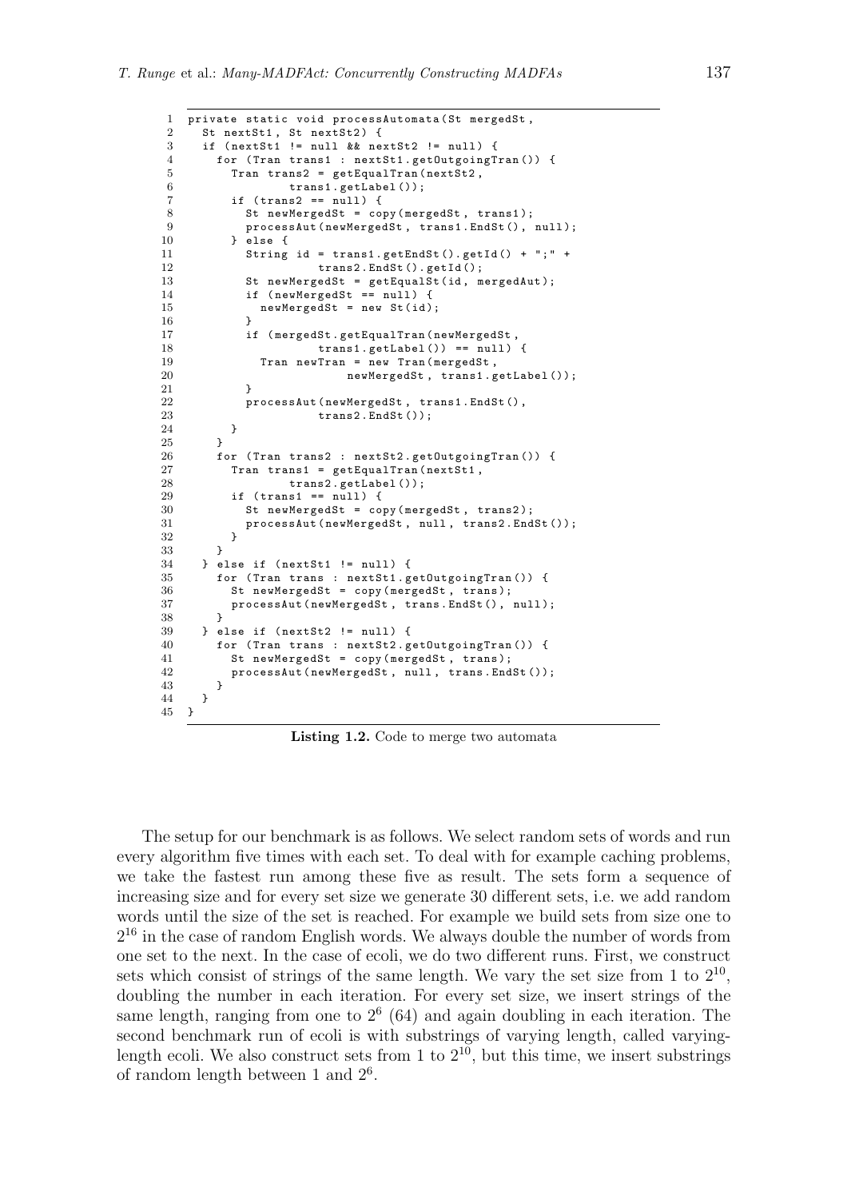```java
private static void processAutomata(St mergedSt,
  St nextSt1, St nextSt2) {
  if (nextSt1 != null && nextSt2 != null) {
    for (Tran trans1 : nextSt1.getOutgoingTran()) {
      Tran trans2 = getEqualTran(nextSt2,
              trans1.getLabel());
      if (trans2 == null) {
        St newMergedSt = copy(mergedSt, trans1);
        processAut(newMergedSt, trans1.EndSt(), null);
      } else {
        String id = trans1.getEndSt().getId() + ";" +
                  trans2.EndSt().getId();
        St newMergedSt = getEqualSt(id, mergedAut);
        if (newMergedSt == null) {
          newMergedSt = new St(id);
        }
        if (mergedSt.getEqualTran(newMergedSt,
                  trans1.getLabel()) == null) {
          Tran newTran = new Tran(mergedSt,
                    newMergedSt, trans1.getLabel());
        }
        processAut(newMergedSt, trans1.EndSt(),
                  trans2.EndSt());
      }
    }
    for (Tran trans2 : nextSt2.getOutgoingTran()) {
      Tran trans1 = getEqualTran(nextSt1,
              trans2.getLabel());
      if (trans1 == null) {
        St newMergedSt = copy(mergedSt, trans2);
        processAut(newMergedSt, null, trans2.EndSt());
      }
    }
  } else if (nextSt1 != null) {
    for (Tran trans : nextSt1.getOutgoingTran()) {
      St newMergedSt = copy(mergedSt, trans);
      processAut(newMergedSt, trans.EndSt(), null);
    }
  } else if (nextSt2 != null) {
    for (Tran trans : nextSt2.getOutgoingTran()) {
      St newMergedSt = copy(mergedSt, trans);
      processAut(newMergedSt, null, trans.EndSt());
    }
  }
}
```

**Listing 1.2.** Code to merge two automata

The setup for our benchmark is as follows. We select random sets of words and run every algorithm five times with each set. To deal with for example caching problems, we take the fastest run among these five as result. The sets form a sequence of increasing size and for every set size we generate 30 different sets, i.e. we add random words until the size of the set is reached. For example we build sets from size one to $2^{16}$ in the case of random English words. We always double the number of words from one set to the next. In the case of ecoli, we do two different runs. First, we construct sets which consist of strings of the same length. We vary the set size from 1 to $2^{10}$, doubling the number in each iteration. For every set size, we insert strings of the same length, ranging from one to $2^6$ (64) and again doubling in each iteration. The second benchmark run of ecoli is with substrings of varying length, called varying-length ecoli. We also construct sets from 1 to $2^{10}$, but this time, we insert substrings of random length between 1 and $2^6$.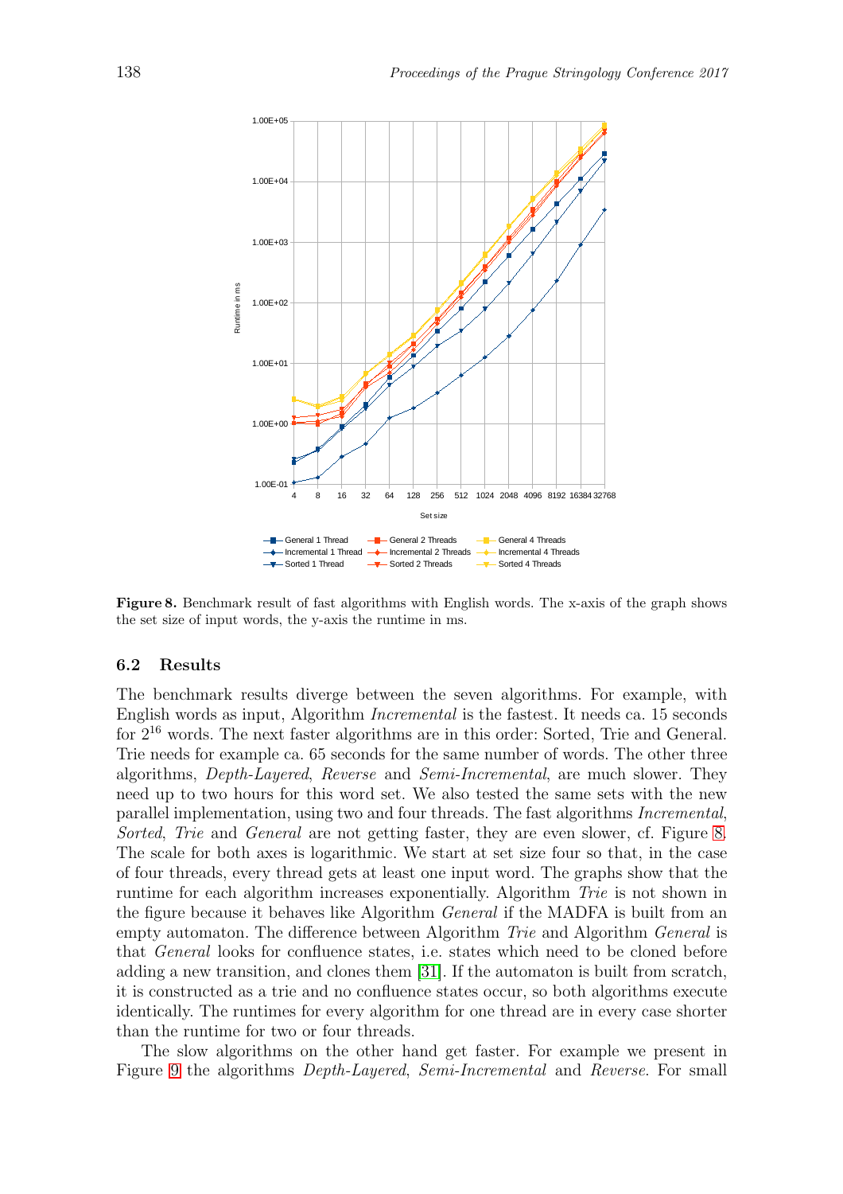**Figure 8.** Benchmark result of fast algorithms with English words. The x-axis of the graph shows the set size of input words, the y-axis the runtime in ms.

### 6.2 Results

The benchmark results diverge between the seven algorithms. For example, with English words as input, Algorithm *Incremental* is the fastest. It needs ca. 15 seconds for $2^{16}$ words. The next faster algorithms are in this order: Sorted, Trie and General. Trie needs for example ca. 65 seconds for the same number of words. The other three algorithms, *Depth-Layered*, *Reverse* and *Semi-Incremental*, are much slower. They need up to two hours for this word set. We also tested the same sets with the new parallel implementation, using two and four threads. The fast algorithms *Incremental*, *Sorted*, *Trie* and *General* are not getting faster, they are even slower, cf. Figure 8. The scale for both axes is logarithmic. We start at set size four so that, in the case of four threads, every thread gets at least one input word. The graphs show that the runtime for each algorithm increases exponentially. Algorithm *Trie* is not shown in the figure because it behaves like Algorithm *General* if the MADFA is built from an empty automaton. The difference between Algorithm *Trie* and Algorithm *General* is that *General* looks for confluence states, i.e. states which need to be cloned before adding a new transition, and clones them [31]. If the automaton is built from scratch, it is constructed as a trie and no confluence states occur, so both algorithms execute identically. The runtimes for every algorithm for one thread are in every case shorter than the runtime for two or four threads.

The slow algorithms on the other hand get faster. For example we present in Figure 9 the algorithms *Depth-Layered*, *Semi-Incremental* and *Reverse*. For small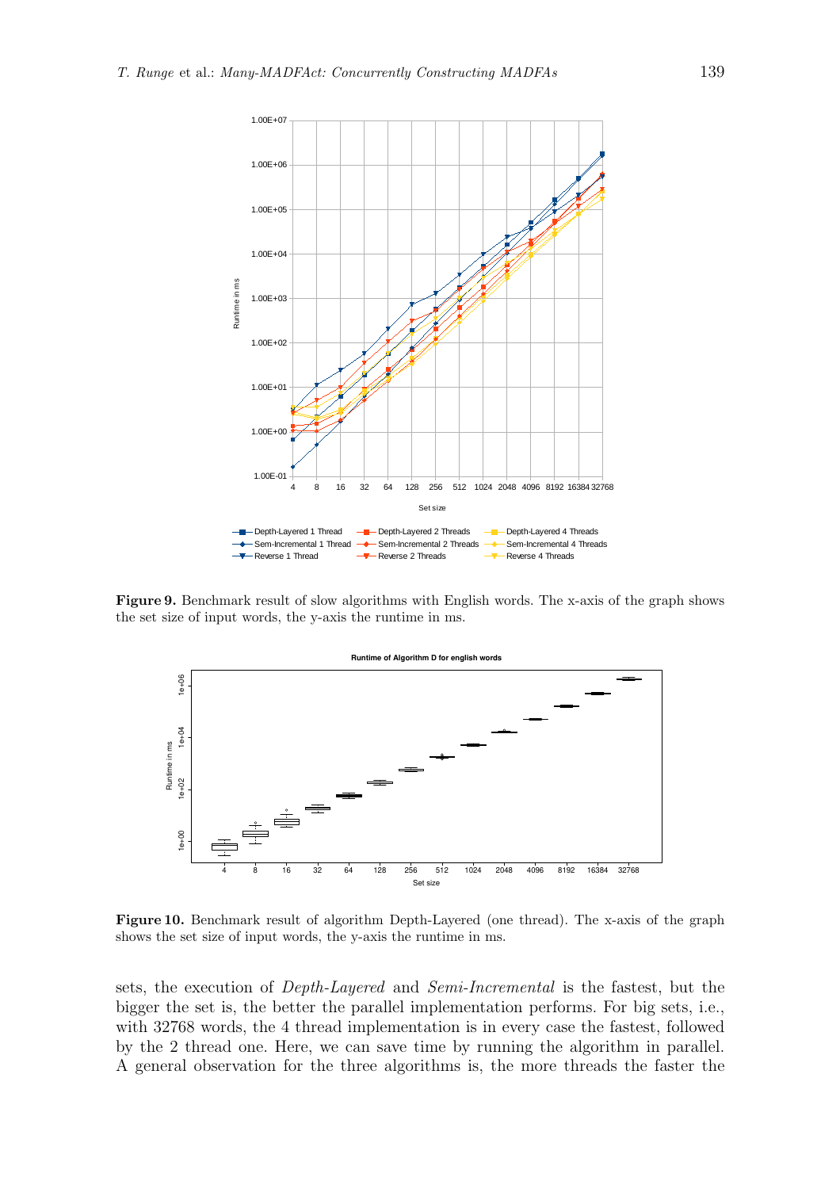**Figure 9.** Benchmark result of slow algorithms with English words. The x-axis of the graph shows the set size of input words, the y-axis the runtime in ms.

**Figure 10.** Benchmark result of algorithm Depth-Layered (one thread). The x-axis of the graph shows the set size of input words, the y-axis the runtime in ms.

sets, the execution of *Depth-Layered* and *Semi-Incremental* is the fastest, but the bigger the set is, the better the parallel implementation performs. For big sets, i.e., with 32768 words, the 4 thread implementation is in every case the fastest, followed by the 2 thread one. Here, we can save time by running the algorithm in parallel. A general observation for the three algorithms is, the more threads the faster the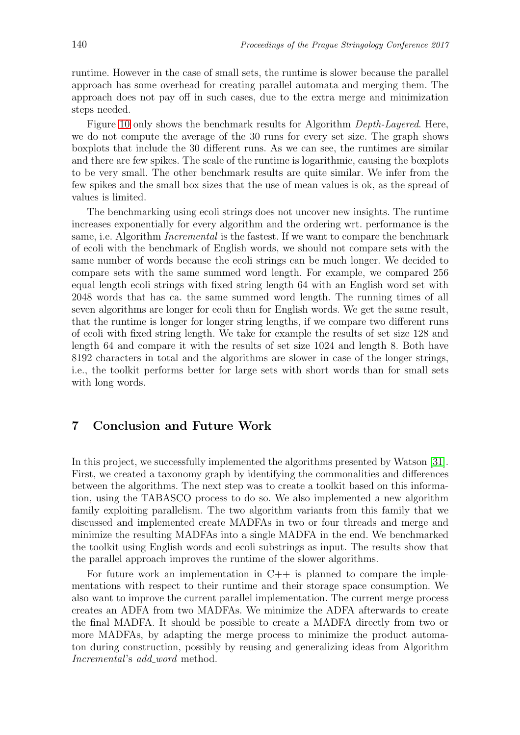runtime. However in the case of small sets, the runtime is slower because the parallel approach has some overhead for creating parallel automata and merging them. The approach does not pay off in such cases, due to the extra merge and minimization steps needed.

Figure 10 only shows the benchmark results for Algorithm *Depth-Layered*. Here, we do not compute the average of the 30 runs for every set size. The graph shows boxplots that include the 30 different runs. As we can see, the runtimes are similar and there are few spikes. The scale of the runtime is logarithmic, causing the boxplots to be very small. The other benchmark results are quite similar. We infer from the few spikes and the small box sizes that the use of mean values is ok, as the spread of values is limited.

The benchmarking using ecoli strings does not uncover new insights. The runtime increases exponentially for every algorithm and the ordering wrt. performance is the same, i.e. Algorithm *Incremental* is the fastest. If we want to compare the benchmark of ecoli with the benchmark of English words, we should not compare sets with the same number of words because the ecoli strings can be much longer. We decided to compare sets with the same summed word length. For example, we compared 256 equal length ecoli strings with fixed string length 64 with an English word set with 2048 words that has ca. the same summed word length. The running times of all seven algorithms are longer for ecoli than for English words. We get the same result, that the runtime is longer for longer string lengths, if we compare two different runs of ecoli with fixed string length. We take for example the results of set size 128 and length 64 and compare it with the results of set size 1024 and length 8. Both have 8192 characters in total and the algorithms are slower in case of the longer strings, i.e., the toolkit performs better for large sets with short words than for small sets with long words.

## 7 Conclusion and Future Work

In this project, we successfully implemented the algorithms presented by Watson [31]. First, we created a taxonomy graph by identifying the commonalities and differences between the algorithms. The next step was to create a toolkit based on this information, using the TABASCO process to do so. We also implemented a new algorithm family exploiting parallelism. The two algorithm variants from this family that we discussed and implemented create MADFAs in two or four threads and merge and minimize the resulting MADFAs into a single MADFA in the end. We benchmarked the toolkit using English words and ecoli substrings as input. The results show that the parallel approach improves the runtime of the slower algorithms.

For future work an implementation in C++ is planned to compare the implementations with respect to their runtime and their storage space consumption. We also want to improve the current parallel implementation. The current merge process creates an ADFA from two MADFAs. We minimize the ADFA afterwards to create the final MADFA. It should be possible to create a MADFA directly from two or more MADFAs, by adapting the merge process to minimize the product automaton during construction, possibly by reusing and generalizing ideas from Algorithm *Incremental*'s *add_word* method.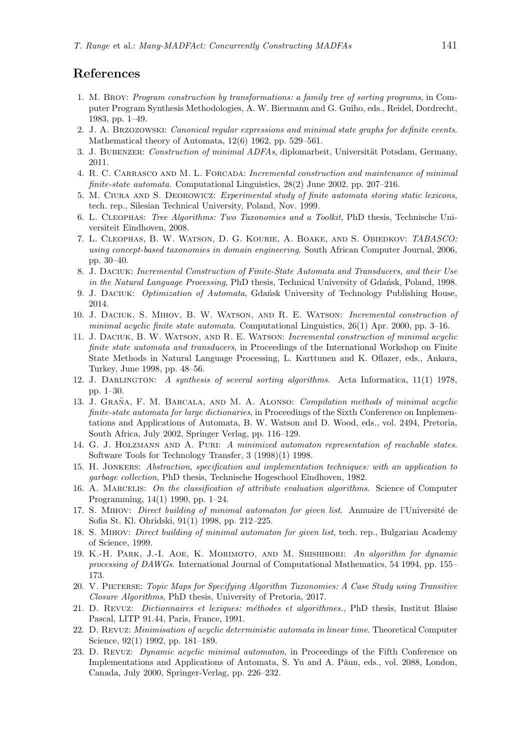## References

1. M. Broy: *Program construction by transformations: a family tree of sorting programs*, in Computer Program Synthesis Methodologies, A. W. Biermann and G. Guiho, eds., Reidel, Dordrecht, 1983, pp. 1–49.
2. J. A. Brzozowski: *Canonical regular expressions and minimal state graphs for definite events*. Mathematical theory of Automata, 12(6) 1962, pp. 529–561.
3. J. Bubenzer: *Construction of minimal ADFAs*, diplomarbeit, Universität Potsdam, Germany, 2011.
4. R. C. Carrasco and M. L. Forcada: *Incremental construction and maintenance of minimal finite-state automata*. Computational Linguistics, 28(2) June 2002, pp. 207–216.
5. M. Ciura and S. Deorowicz: *Experimental study of finite automata storing static lexicons*, tech. rep., Silesian Technical University, Poland, Nov. 1999.
6. L. Cleophas: *Tree Algorithms: Two Taxonomies and a Toolkit*, PhD thesis, Technische Universiteit Eindhoven, 2008.
7. L. Cleophas, B. W. Watson, D. G. Kourie, A. Boake, and S. Obiedkov: *TABASCO: using concept-based taxonomies in domain engineering*. South African Computer Journal, 2006, pp. 30–40.
8. J. Daciuk: *Incremental Construction of Finite-State Automata and Transducers, and their Use in the Natural Language Processing*, PhD thesis, Technical University of Gdańsk, Poland, 1998.
9. J. Daciuk: *Optimization of Automata*, Gdańsk University of Technology Publishing House, 2014.
10. J. Daciuk, S. Mihov, B. W. Watson, and R. E. Watson: *Incremental construction of minimal acyclic finite state automata*. Computational Linguistics, 26(1) Apr. 2000, pp. 3–16.
11. J. Daciuk, B. W. Watson, and R. E. Watson: *Incremental construction of minimal acyclic finite state automata and transducers*, in Proceedings of the International Workshop on Finite State Methods in Natural Language Processing, L. Karttunen and K. Oflazer, eds., Ankara, Turkey, June 1998, pp. 48–56.
12. J. Darlington: *A synthesis of several sorting algorithms*. Acta Informatica, 11(1) 1978, pp. 1–30.
13. J. Graña, F. M. Barcala, and M. A. Alonso: *Compilation methods of minimal acyclic finite-state automata for large dictionaries*, in Proceedings of the Sixth Conference on Implementations and Applications of Automata, B. W. Watson and D. Wood, eds., vol. 2494, Pretoria, South Africa, July 2002, Springer Verlag, pp. 116–129.
14. G. J. Holzmann and A. Puri: *A minimized automaton representation of reachable states*. Software Tools for Technology Transfer, 3 (1998)(1) 1998.
15. H. Jonkers: *Abstraction, specification and implementation techniques: with an application to garbage collection*, PhD thesis, Technische Hogeschool Eindhoven, 1982.
16. A. Marcelis: *On the classification of attribute evaluation algorithms*. Science of Computer Programming, 14(1) 1990, pp. 1–24.
17. S. Mihov: *Direct building of minimal automaton for given list*. Annuaire de l'Université de Sofia St. Kl. Ohridski, 91(1) 1998, pp. 212–225.
18. S. Mihov: *Direct building of minimal automaton for given list*, tech. rep., Bulgarian Academy of Science, 1999.
19. K.-H. Park, J.-I. Aoe, K. Morimoto, and M. Shishibori: *An algorithm for dynamic processing of DAWGs*. International Journal of Computational Mathematics, 54 1994, pp. 155–173.
20. V. Pieterse: *Topic Maps for Specifying Algorithm Taxonomies: A Case Study using Transitive Closure Algorithms*, PhD thesis, University of Pretoria, 2017.
21. D. Revuz: *Dictionnaires et lexiques: méthodes et algorithmes.*, PhD thesis, Institut Blaise Pascal, LITP 91.44, Paris, France, 1991.
22. D. Revuz: *Minimisation of acyclic deterministic automata in linear time*. Theoretical Computer Science, 92(1) 1992, pp. 181–189.
23. D. Revuz: *Dynamic acyclic minimal automaton*, in Proceedings of the Fifth Conference on Implementations and Applications of Automata, S. Yu and A. Păun, eds., vol. 2088, London, Canada, July 2000, Springer-Verlag, pp. 226–232.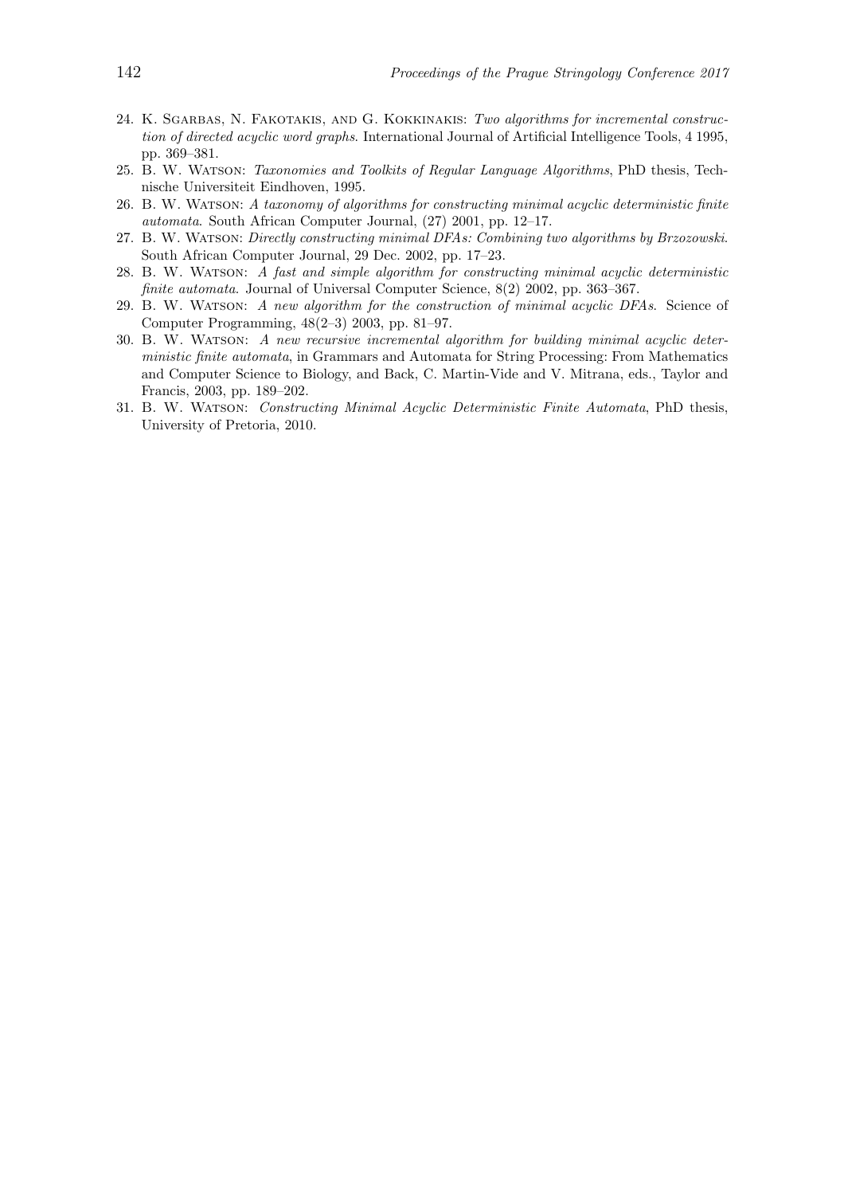24. K. Sgarbas, N. Fakotakis, and G. Kokkinakis: *Two algorithms for incremental construction of directed acyclic word graphs*. International Journal of Artificial Intelligence Tools, 4 1995, pp. 369–381.
25. B. W. Watson: *Taxonomies and Toolkits of Regular Language Algorithms*, PhD thesis, Technische Universiteit Eindhoven, 1995.
26. B. W. Watson: *A taxonomy of algorithms for constructing minimal acyclic deterministic finite automata*. South African Computer Journal, (27) 2001, pp. 12–17.
27. B. W. Watson: *Directly constructing minimal DFAs: Combining two algorithms by Brzozowski*. South African Computer Journal, 29 Dec. 2002, pp. 17–23.
28. B. W. Watson: *A fast and simple algorithm for constructing minimal acyclic deterministic finite automata*. Journal of Universal Computer Science, 8(2) 2002, pp. 363–367.
29. B. W. Watson: *A new algorithm for the construction of minimal acyclic DFAs*. Science of Computer Programming, 48(2–3) 2003, pp. 81–97.
30. B. W. Watson: *A new recursive incremental algorithm for building minimal acyclic deterministic finite automata*, in Grammars and Automata for String Processing: From Mathematics and Computer Science to Biology, and Back, C. Martin-Vide and V. Mitrana, eds., Taylor and Francis, 2003, pp. 189–202.
31. B. W. Watson: *Constructing Minimal Acyclic Deterministic Finite Automata*, PhD thesis, University of Pretoria, 2010.